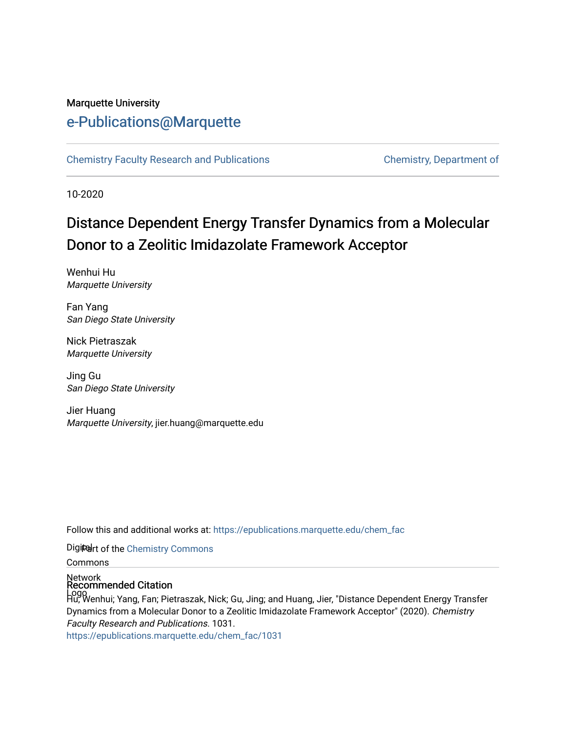Marquette University

# e-Publications@Marquette

Chemistry Faculty Research and Publications | Chemistry, Department of

10-2020

# Distance Dependent Energy Transfer Dynamics from a Molecular Donor to a Zeolitic Imidazolate Framework Acceptor

Wenhui Hu
*Marquette University*

Fan Yang
*San Diego State University*

Nick Pietraszak
*Marquette University*

Jing Gu
*San Diego State University*

Jier Huang
*Marquette University*, jier.huang@marquette.edu

Follow this and additional works at: https://epublications.marquette.edu/chem_fac

Part of the Chemistry Commons

## Recommended Citation

Hu, Wenhui; Yang, Fan; Pietraszak, Nick; Gu, Jing; and Huang, Jier, "Distance Dependent Energy Transfer Dynamics from a Molecular Donor to a Zeolitic Imidazolate Framework Acceptor" (2020). *Chemistry Faculty Research and Publications*. 1031.
https://epublications.marquette.edu/chem_fac/1031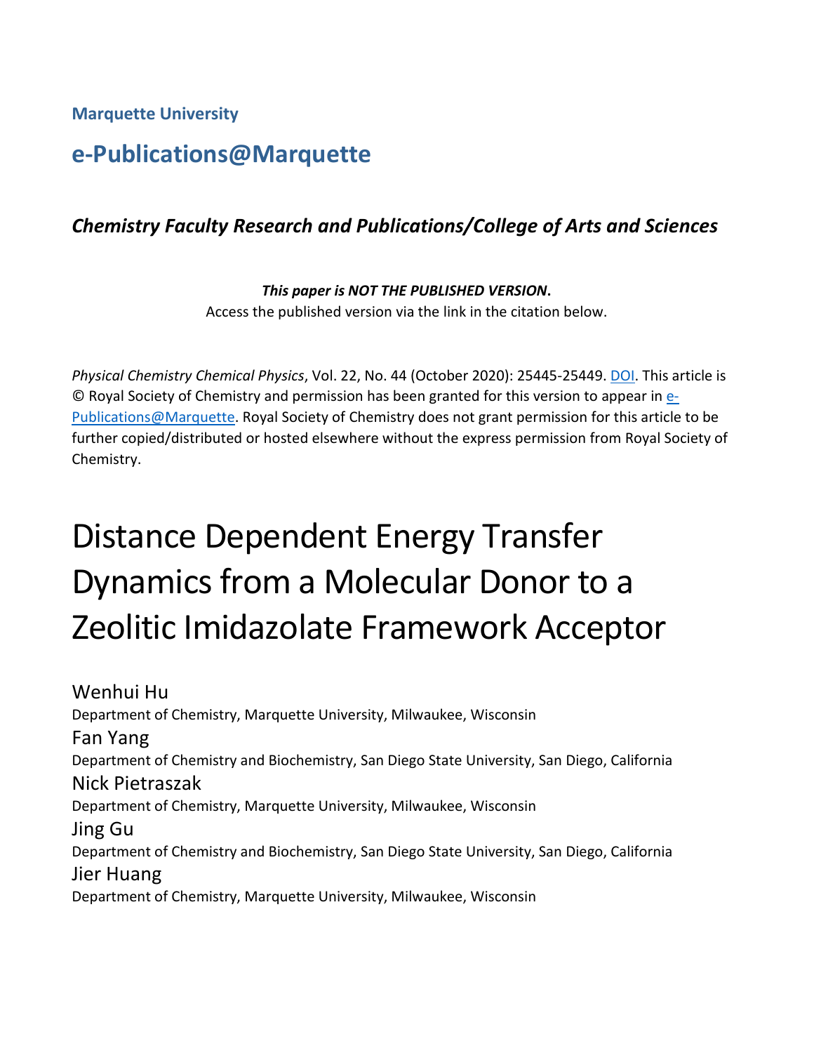**Marquette University**

## e-Publications@Marquette

### *Chemistry Faculty Research and Publications/College of Arts and Sciences*

***This paper is NOT THE PUBLISHED VERSION*.**
Access the published version via the link in the citation below.

*Physical Chemistry Chemical Physics*, Vol. 22, No. 44 (October 2020): 25445-25449. DOI. This article is © Royal Society of Chemistry and permission has been granted for this version to appear in e-Publications@Marquette. Royal Society of Chemistry does not grant permission for this article to be further copied/distributed or hosted elsewhere without the express permission from Royal Society of Chemistry.

# Distance Dependent Energy Transfer Dynamics from a Molecular Donor to a Zeolitic Imidazolate Framework Acceptor

Wenhui Hu
Department of Chemistry, Marquette University, Milwaukee, Wisconsin

Fan Yang
Department of Chemistry and Biochemistry, San Diego State University, San Diego, California

Nick Pietraszak
Department of Chemistry, Marquette University, Milwaukee, Wisconsin

Jing Gu
Department of Chemistry and Biochemistry, San Diego State University, San Diego, California

Jier Huang
Department of Chemistry, Marquette University, Milwaukee, Wisconsin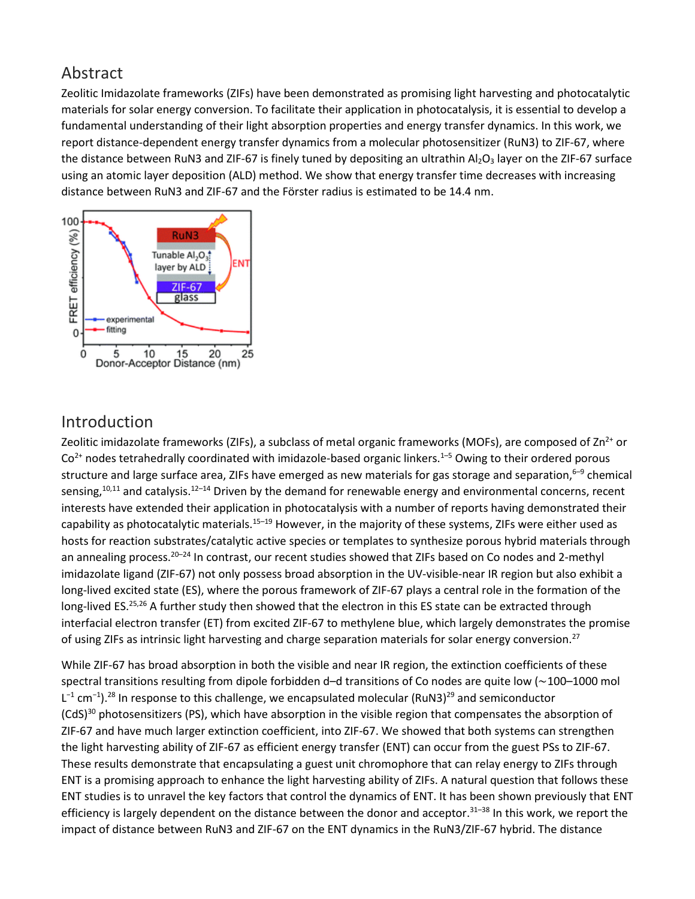## Abstract

Zeolitic Imidazolate frameworks (ZIFs) have been demonstrated as promising light harvesting and photocatalytic materials for solar energy conversion. To facilitate their application in photocatalysis, it is essential to develop a fundamental understanding of their light absorption properties and energy transfer dynamics. In this work, we report distance-dependent energy transfer dynamics from a molecular photosensitizer (RuN3) to ZIF-67, where the distance between RuN3 and ZIF-67 is finely tuned by depositing an ultrathin $Al_2O_3$ layer on the ZIF-67 surface using an atomic layer deposition (ALD) method. We show that energy transfer time decreases with increasing distance between RuN3 and ZIF-67 and the Förster radius is estimated to be 14.4 nm.

## Introduction

Zeolitic imidazolate frameworks (ZIFs), a subclass of metal organic frameworks (MOFs), are composed of $Zn^{2+}$ or $Co^{2+}$ nodes tetrahedrally coordinated with imidazole-based organic linkers.[1–5] Owing to their ordered porous structure and large surface area, ZIFs have emerged as new materials for gas storage and separation,[6–9] chemical sensing,[10,11] and catalysis.[12–14] Driven by the demand for renewable energy and environmental concerns, recent interests have extended their application in photocatalysis with a number of reports having demonstrated their capability as photocatalytic materials.[15–19] However, in the majority of these systems, ZIFs were either used as hosts for reaction substrates/catalytic active species or templates to synthesize porous hybrid materials through an annealing process.[20–24] In contrast, our recent studies showed that ZIFs based on Co nodes and 2-methyl imidazolate ligand (ZIF-67) not only possess broad absorption in the UV-visible-near IR region but also exhibit a long-lived excited state (ES), where the porous framework of ZIF-67 plays a central role in the formation of the long-lived ES.[25,26] A further study then showed that the electron in this ES state can be extracted through interfacial electron transfer (ET) from excited ZIF-67 to methylene blue, which largely demonstrates the promise of using ZIFs as intrinsic light harvesting and charge separation materials for solar energy conversion.[27]

While ZIF-67 has broad absorption in both the visible and near IR region, the extinction coefficients of these spectral transitions resulting from dipole forbidden d–d transitions of Co nodes are quite low (~100–1000 mol $L^{-1}$ $cm^{-1}$).[28] In response to this challenge, we encapsulated molecular (RuN3)[29] and semiconductor (CdS)[30] photosensitizers (PS), which have absorption in the visible region that compensates the absorption of ZIF-67 and have much larger extinction coefficient, into ZIF-67. We showed that both systems can strengthen the light harvesting ability of ZIF-67 as efficient energy transfer (ENT) can occur from the guest PSs to ZIF-67. These results demonstrate that encapsulating a guest unit chromophore that can relay energy to ZIFs through ENT is a promising approach to enhance the light harvesting ability of ZIFs. A natural question that follows these ENT studies is to unravel the key factors that control the dynamics of ENT. It has been shown previously that ENT efficiency is largely dependent on the distance between the donor and acceptor.[31–38] In this work, we report the impact of distance between RuN3 and ZIF-67 on the ENT dynamics in the RuN3/ZIF-67 hybrid. The distance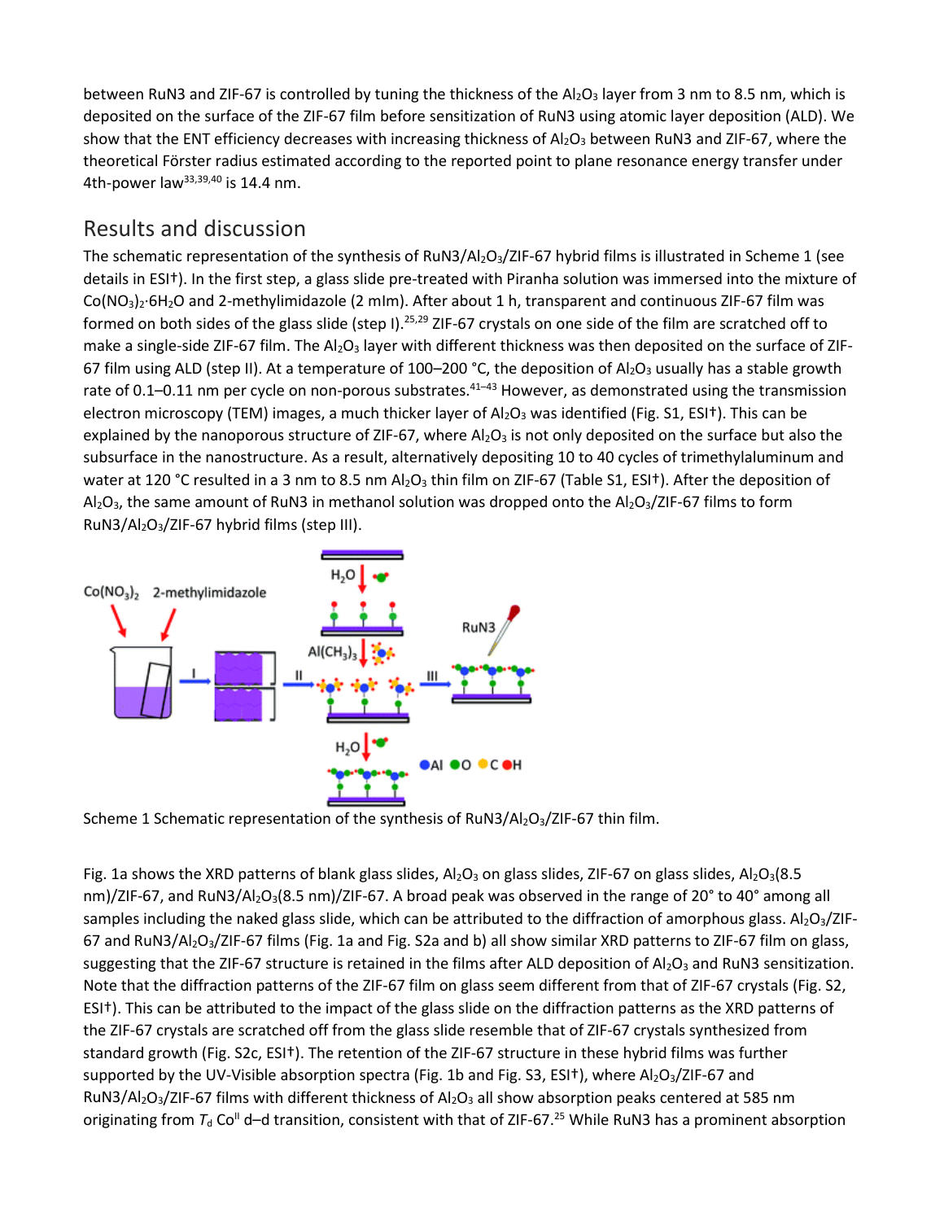between RuN3 and ZIF-67 is controlled by tuning the thickness of the $Al_2O_3$ layer from 3 nm to 8.5 nm, which is deposited on the surface of the ZIF-67 film before sensitization of RuN3 using atomic layer deposition (ALD). We show that the ENT efficiency decreases with increasing thickness of $Al_2O_3$ between RuN3 and ZIF-67, where the theoretical Förster radius estimated according to the reported point to plane resonance energy transfer under 4th-power law[33,39,40] is 14.4 nm.

## Results and discussion

The schematic representation of the synthesis of RuN3/$Al_2O_3$/ZIF-67 hybrid films is illustrated in Scheme 1 (see details in ESI†). In the first step, a glass slide pre-treated with Piranha solution was immersed into the mixture of $Co(NO_3)_2{\cdot}6H_2O$ and 2-methylimidazole (2 mIm). After about 1 h, transparent and continuous ZIF-67 film was formed on both sides of the glass slide (step I).[25,29] ZIF-67 crystals on one side of the film are scratched off to make a single-side ZIF-67 film. The $Al_2O_3$ layer with different thickness was then deposited on the surface of ZIF-67 film using ALD (step II). At a temperature of 100–200 °C, the deposition of $Al_2O_3$ usually has a stable growth rate of 0.1–0.11 nm per cycle on non-porous substrates.[41–43] However, as demonstrated using the transmission electron microscopy (TEM) images, a much thicker layer of $Al_2O_3$ was identified (Fig. S1, ESI†). This can be explained by the nanoporous structure of ZIF-67, where $Al_2O_3$ is not only deposited on the surface but also the subsurface in the nanostructure. As a result, alternatively depositing 10 to 40 cycles of trimethylaluminum and water at 120 °C resulted in a 3 nm to 8.5 nm $Al_2O_3$ thin film on ZIF-67 (Table S1, ESI†). After the deposition of $Al_2O_3$, the same amount of RuN3 in methanol solution was dropped onto the $Al_2O_3$/ZIF-67 films to form RuN3/$Al_2O_3$/ZIF-67 hybrid films (step III).

Scheme 1 Schematic representation of the synthesis of RuN3/$Al_2O_3$/ZIF-67 thin film.

Fig. 1a shows the XRD patterns of blank glass slides, $Al_2O_3$ on glass slides, ZIF-67 on glass slides, $Al_2O_3$(8.5 nm)/ZIF-67, and RuN3/$Al_2O_3$(8.5 nm)/ZIF-67. A broad peak was observed in the range of 20° to 40° among all samples including the naked glass slide, which can be attributed to the diffraction of amorphous glass. $Al_2O_3$/ZIF-67 and RuN3/$Al_2O_3$/ZIF-67 films (Fig. 1a and Fig. S2a and b) all show similar XRD patterns to ZIF-67 film on glass, suggesting that the ZIF-67 structure is retained in the films after ALD deposition of $Al_2O_3$ and RuN3 sensitization. Note that the diffraction patterns of the ZIF-67 film on glass seem different from that of ZIF-67 crystals (Fig. S2, ESI†). This can be attributed to the impact of the glass slide on the diffraction patterns as the XRD patterns of the ZIF-67 crystals are scratched off from the glass slide resemble that of ZIF-67 crystals synthesized from standard growth (Fig. S2c, ESI†). The retention of the ZIF-67 structure in these hybrid films was further supported by the UV-Visible absorption spectra (Fig. 1b and Fig. S3, ESI†), where $Al_2O_3$/ZIF-67 and RuN3/$Al_2O_3$/ZIF-67 films with different thickness of $Al_2O_3$ all show absorption peaks centered at 585 nm originating from $T_d$ $Co^{II}$ d–d transition, consistent with that of ZIF-67.[25] While RuN3 has a prominent absorption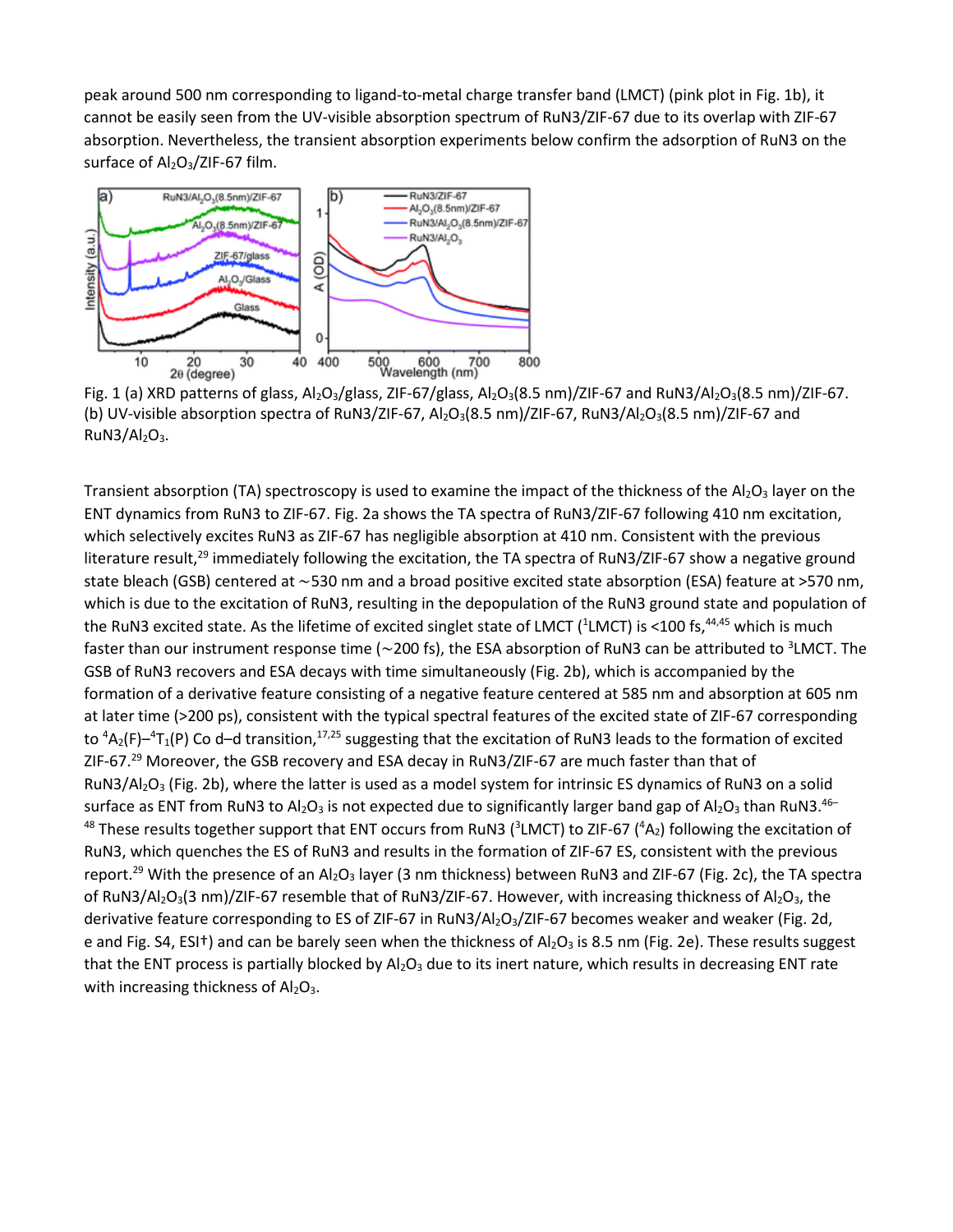peak around 500 nm corresponding to ligand-to-metal charge transfer band (LMCT) (pink plot in Fig. 1b), it cannot be easily seen from the UV-visible absorption spectrum of RuN3/ZIF-67 due to its overlap with ZIF-67 absorption. Nevertheless, the transient absorption experiments below confirm the adsorption of RuN3 on the surface of $Al_2O_3$/ZIF-67 film.

Fig. 1 (a) XRD patterns of glass, $Al_2O_3$/glass, ZIF-67/glass, $Al_2O_3$(8.5 nm)/ZIF-67 and RuN3/$Al_2O_3$(8.5 nm)/ZIF-67. (b) UV-visible absorption spectra of RuN3/ZIF-67, $Al_2O_3$(8.5 nm)/ZIF-67, RuN3/$Al_2O_3$(8.5 nm)/ZIF-67 and RuN3/$Al_2O_3$.

Transient absorption (TA) spectroscopy is used to examine the impact of the thickness of the $Al_2O_3$ layer on the ENT dynamics from RuN3 to ZIF-67. Fig. 2a shows the TA spectra of RuN3/ZIF-67 following 410 nm excitation, which selectively excites RuN3 as ZIF-67 has negligible absorption at 410 nm. Consistent with the previous literature result,[29] immediately following the excitation, the TA spectra of RuN3/ZIF-67 show a negative ground state bleach (GSB) centered at ~530 nm and a broad positive excited state absorption (ESA) feature at >570 nm, which is due to the excitation of RuN3, resulting in the depopulation of the RuN3 ground state and population of the RuN3 excited state. As the lifetime of excited singlet state of LMCT ($^1$LMCT) is <100 fs,[44,45] which is much faster than our instrument response time (~200 fs), the ESA absorption of RuN3 can be attributed to $^3$LMCT. The GSB of RuN3 recovers and ESA decays with time simultaneously (Fig. 2b), which is accompanied by the formation of a derivative feature consisting of a negative feature centered at 585 nm and absorption at 605 nm at later time (>200 ps), consistent with the typical spectral features of the excited state of ZIF-67 corresponding to $^4A_2(F)$–$^4T_1(P)$ Co d–d transition,[17,25] suggesting that the excitation of RuN3 leads to the formation of excited ZIF-67.[29] Moreover, the GSB recovery and ESA decay in RuN3/ZIF-67 are much faster than that of RuN3/$Al_2O_3$ (Fig. 2b), where the latter is used as a model system for intrinsic ES dynamics of RuN3 on a solid surface as ENT from RuN3 to $Al_2O_3$ is not expected due to significantly larger band gap of $Al_2O_3$ than RuN3.[46–48] These results together support that ENT occurs from RuN3 ($^3$LMCT) to ZIF-67 ($^4A_2$) following the excitation of RuN3, which quenches the ES of RuN3 and results in the formation of ZIF-67 ES, consistent with the previous report.[29] With the presence of an $Al_2O_3$ layer (3 nm thickness) between RuN3 and ZIF-67 (Fig. 2c), the TA spectra of RuN3/$Al_2O_3$(3 nm)/ZIF-67 resemble that of RuN3/ZIF-67. However, with increasing thickness of $Al_2O_3$, the derivative feature corresponding to ES of ZIF-67 in RuN3/$Al_2O_3$/ZIF-67 becomes weaker and weaker (Fig. 2d, e and Fig. S4, ESI†) and can be barely seen when the thickness of $Al_2O_3$ is 8.5 nm (Fig. 2e). These results suggest that the ENT process is partially blocked by $Al_2O_3$ due to its inert nature, which results in decreasing ENT rate with increasing thickness of $Al_2O_3$.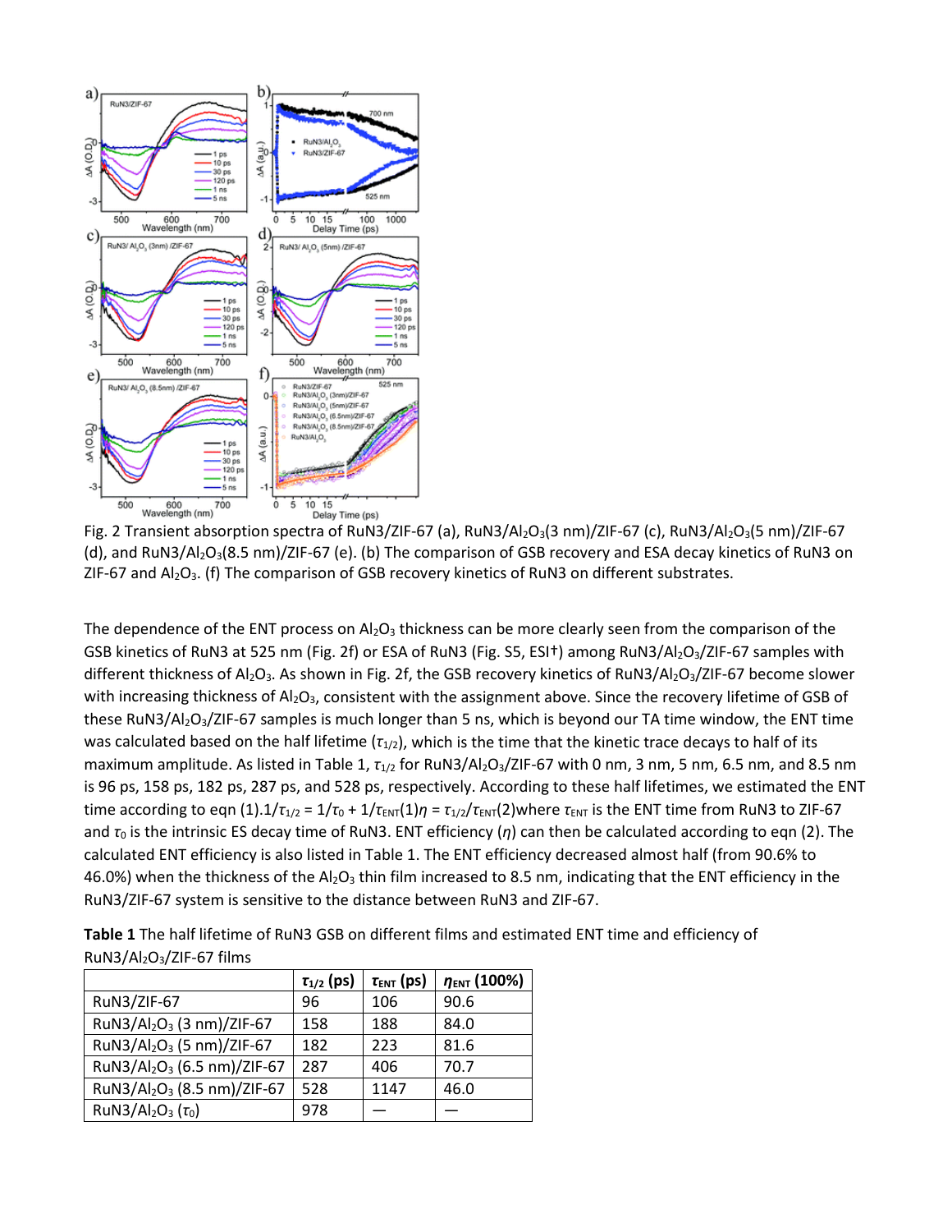Fig. 2 Transient absorption spectra of RuN3/ZIF-67 (a), RuN3/$Al_2O_3$(3 nm)/ZIF-67 (c), RuN3/$Al_2O_3$(5 nm)/ZIF-67 (d), and RuN3/$Al_2O_3$(8.5 nm)/ZIF-67 (e). (b) The comparison of GSB recovery and ESA decay kinetics of RuN3 on ZIF-67 and $Al_2O_3$. (f) The comparison of GSB recovery kinetics of RuN3 on different substrates.

The dependence of the ENT process on $Al_2O_3$ thickness can be more clearly seen from the comparison of the GSB kinetics of RuN3 at 525 nm (Fig. 2f) or ESA of RuN3 (Fig. S5, ESI†) among RuN3/$Al_2O_3$/ZIF-67 samples with different thickness of $Al_2O_3$. As shown in Fig. 2f, the GSB recovery kinetics of RuN3/$Al_2O_3$/ZIF-67 become slower with increasing thickness of $Al_2O_3$, consistent with the assignment above. Since the recovery lifetime of GSB of these RuN3/$Al_2O_3$/ZIF-67 samples is much longer than 5 ns, which is beyond our TA time window, the ENT time was calculated based on the half lifetime ($\tau_{1/2}$), which is the time that the kinetic trace decays to half of its maximum amplitude. As listed in Table 1, $\tau_{1/2}$ for RuN3/$Al_2O_3$/ZIF-67 with 0 nm, 3 nm, 5 nm, 6.5 nm, and 8.5 nm is 96 ps, 158 ps, 182 ps, 287 ps, and 528 ps, respectively. According to these half lifetimes, we estimated the ENT time according to eqn (1).$1/\tau_{1/2} = 1/\tau_0 + 1/\tau_{ENT}$(1)$\eta = \tau_{1/2}/\tau_{ENT}$(2)where $\tau_{ENT}$ is the ENT time from RuN3 to ZIF-67 and $\tau_0$ is the intrinsic ES decay time of RuN3. ENT efficiency ($\eta$) can then be calculated according to eqn (2). The calculated ENT efficiency is also listed in Table 1. The ENT efficiency decreased almost half (from 90.6% to 46.0%) when the thickness of the $Al_2O_3$ thin film increased to 8.5 nm, indicating that the ENT efficiency in the RuN3/ZIF-67 system is sensitive to the distance between RuN3 and ZIF-67.

**Table 1** The half lifetime of RuN3 GSB on different films and estimated ENT time and efficiency of RuN3/$Al_2O_3$/ZIF-67 films

| | $\tau_{1/2}$ (ps) | $\tau_{ENT}$ (ps) | $\eta_{ENT}$ (100%) |
|---|---|---|---|
| RuN3/ZIF-67 | 96 | 106 | 90.6 |
| RuN3/$Al_2O_3$ (3 nm)/ZIF-67 | 158 | 188 | 84.0 |
| RuN3/$Al_2O_3$ (5 nm)/ZIF-67 | 182 | 223 | 81.6 |
| RuN3/$Al_2O_3$ (6.5 nm)/ZIF-67 | 287 | 406 | 70.7 |
| RuN3/$Al_2O_3$ (8.5 nm)/ZIF-67 | 528 | 1147 | 46.0 |
| RuN3/$Al_2O_3$ ($\tau_0$) | 978 | — | — |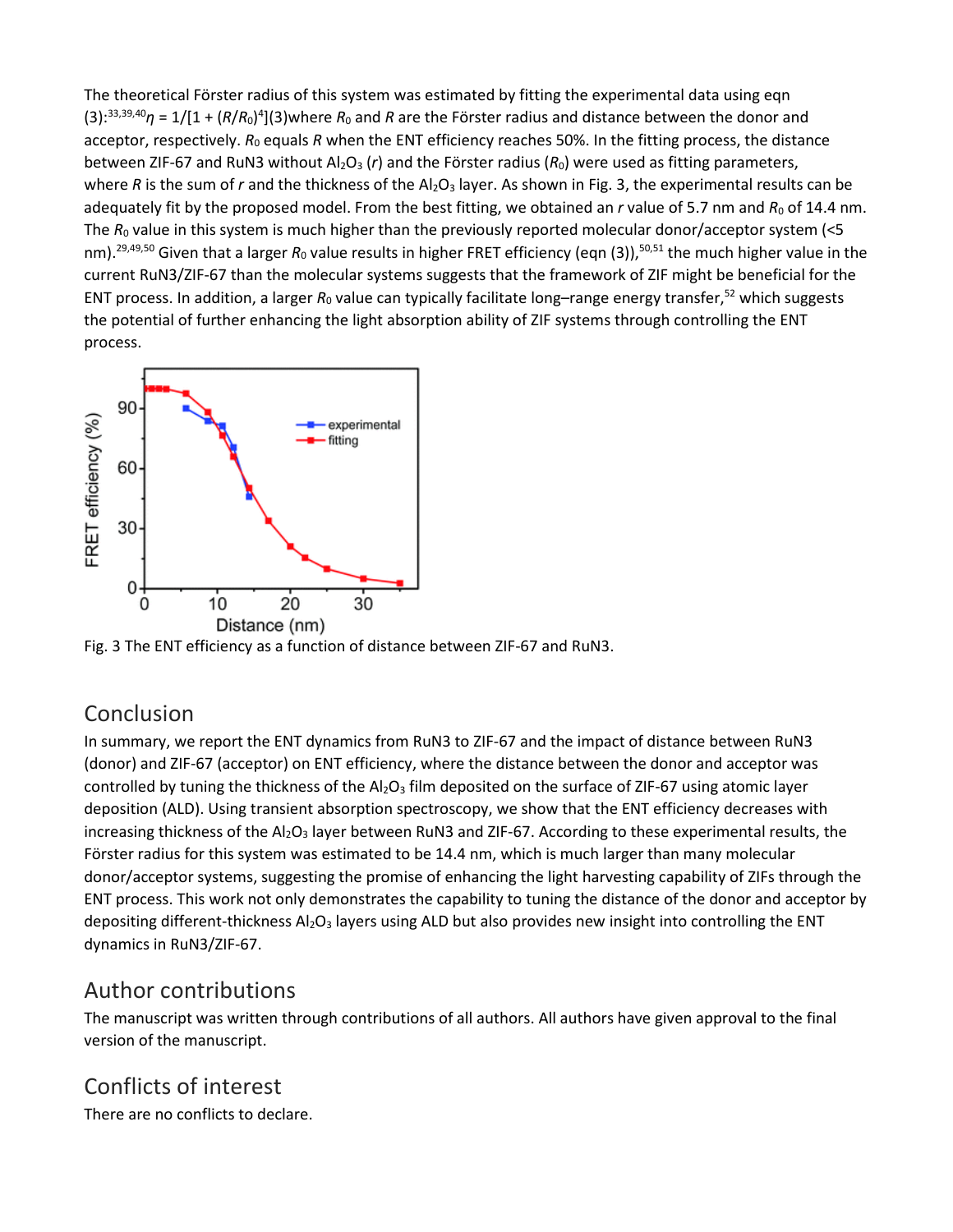The theoretical Förster radius of this system was estimated by fitting the experimental data using eqn (3):[33,39,40]

$$\eta = 1/[1 + (R/R_0)^4] \quad (3)$$

where $R_0$ and $R$ are the Förster radius and distance between the donor and acceptor, respectively. $R_0$ equals $R$ when the ENT efficiency reaches 50%. In the fitting process, the distance between ZIF-67 and RuN3 without $Al_2O_3$ ($r$) and the Förster radius ($R_0$) were used as fitting parameters, where $R$ is the sum of $r$ and the thickness of the $Al_2O_3$ layer. As shown in Fig. 3, the experimental results can be adequately fit by the proposed model. From the best fitting, we obtained an $r$ value of 5.7 nm and $R_0$ of 14.4 nm. The $R_0$ value in this system is much higher than the previously reported molecular donor/acceptor system (<5 nm).[29,49,50] Given that a larger $R_0$ value results in higher FRET efficiency (eqn (3)),[50,51] the much higher value in the current RuN3/ZIF-67 than the molecular systems suggests that the framework of ZIF might be beneficial for the ENT process. In addition, a larger $R_0$ value can typically facilitate long–range energy transfer,[52] which suggests the potential of further enhancing the light absorption ability of ZIF systems through controlling the ENT process.

Fig. 3 The ENT efficiency as a function of distance between ZIF-67 and RuN3.

## Conclusion

In summary, we report the ENT dynamics from RuN3 to ZIF-67 and the impact of distance between RuN3 (donor) and ZIF-67 (acceptor) on ENT efficiency, where the distance between the donor and acceptor was controlled by tuning the thickness of the $Al_2O_3$ film deposited on the surface of ZIF-67 using atomic layer deposition (ALD). Using transient absorption spectroscopy, we show that the ENT efficiency decreases with increasing thickness of the $Al_2O_3$ layer between RuN3 and ZIF-67. According to these experimental results, the Förster radius for this system was estimated to be 14.4 nm, which is much larger than many molecular donor/acceptor systems, suggesting the promise of enhancing the light harvesting capability of ZIFs through the ENT process. This work not only demonstrates the capability to tuning the distance of the donor and acceptor by depositing different-thickness $Al_2O_3$ layers using ALD but also provides new insight into controlling the ENT dynamics in RuN3/ZIF-67.

## Author contributions

The manuscript was written through contributions of all authors. All authors have given approval to the final version of the manuscript.

## Conflicts of interest

There are no conflicts to declare.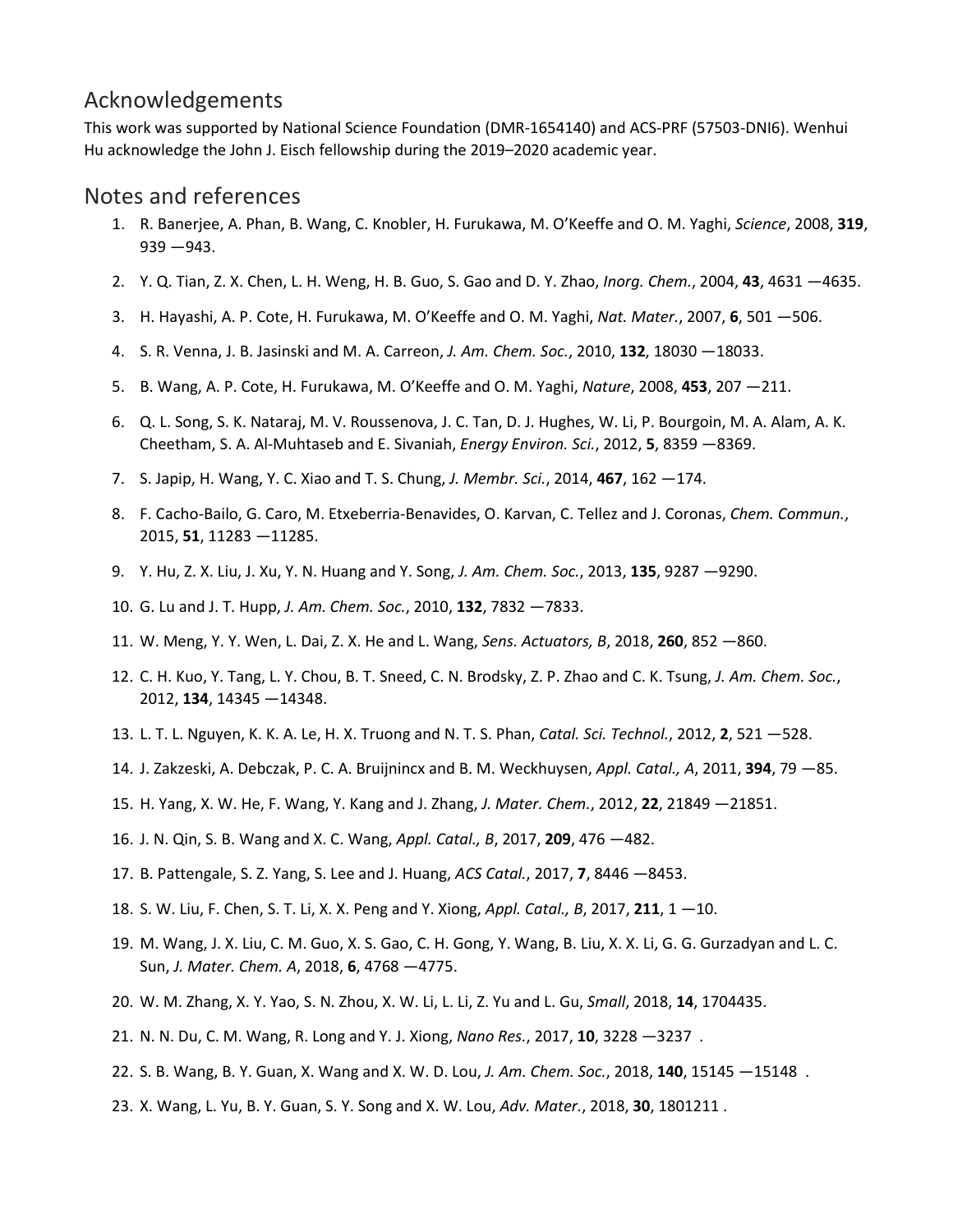## Acknowledgements

This work was supported by National Science Foundation (DMR-1654140) and ACS-PRF (57503-DNI6). Wenhui Hu acknowledge the John J. Eisch fellowship during the 2019–2020 academic year.

## Notes and references

1. R. Banerjee, A. Phan, B. Wang, C. Knobler, H. Furukawa, M. O'Keeffe and O. M. Yaghi, *Science*, 2008, **319**, 939 —943.
2. Y. Q. Tian, Z. X. Chen, L. H. Weng, H. B. Guo, S. Gao and D. Y. Zhao, *Inorg. Chem.*, 2004, **43**, 4631 —4635.
3. H. Hayashi, A. P. Cote, H. Furukawa, M. O'Keeffe and O. M. Yaghi, *Nat. Mater.*, 2007, **6**, 501 —506.
4. S. R. Venna, J. B. Jasinski and M. A. Carreon, *J. Am. Chem. Soc.*, 2010, **132**, 18030 —18033.
5. B. Wang, A. P. Cote, H. Furukawa, M. O'Keeffe and O. M. Yaghi, *Nature*, 2008, **453**, 207 —211.
6. Q. L. Song, S. K. Nataraj, M. V. Roussenova, J. C. Tan, D. J. Hughes, W. Li, P. Bourgoin, M. A. Alam, A. K. Cheetham, S. A. Al-Muhtaseb and E. Sivaniah, *Energy Environ. Sci.*, 2012, **5**, 8359 —8369.
7. S. Japip, H. Wang, Y. C. Xiao and T. S. Chung, *J. Membr. Sci.*, 2014, **467**, 162 —174.
8. F. Cacho-Bailo, G. Caro, M. Etxeberria-Benavides, O. Karvan, C. Tellez and J. Coronas, *Chem. Commun.*, 2015, **51**, 11283 —11285.
9. Y. Hu, Z. X. Liu, J. Xu, Y. N. Huang and Y. Song, *J. Am. Chem. Soc.*, 2013, **135**, 9287 —9290.
10. G. Lu and J. T. Hupp, *J. Am. Chem. Soc.*, 2010, **132**, 7832 —7833.
11. W. Meng, Y. Y. Wen, L. Dai, Z. X. He and L. Wang, *Sens. Actuators, B*, 2018, **260**, 852 —860.
12. C. H. Kuo, Y. Tang, L. Y. Chou, B. T. Sneed, C. N. Brodsky, Z. P. Zhao and C. K. Tsung, *J. Am. Chem. Soc.*, 2012, **134**, 14345 —14348.
13. L. T. L. Nguyen, K. K. A. Le, H. X. Truong and N. T. S. Phan, *Catal. Sci. Technol.*, 2012, **2**, 521 —528.
14. J. Zakzeski, A. Debczak, P. C. A. Bruijnincx and B. M. Weckhuysen, *Appl. Catal., A*, 2011, **394**, 79 —85.
15. H. Yang, X. W. He, F. Wang, Y. Kang and J. Zhang, *J. Mater. Chem.*, 2012, **22**, 21849 —21851.
16. J. N. Qin, S. B. Wang and X. C. Wang, *Appl. Catal., B*, 2017, **209**, 476 —482.
17. B. Pattengale, S. Z. Yang, S. Lee and J. Huang, *ACS Catal.*, 2017, **7**, 8446 —8453.
18. S. W. Liu, F. Chen, S. T. Li, X. X. Peng and Y. Xiong, *Appl. Catal., B*, 2017, **211**, 1 —10.
19. M. Wang, J. X. Liu, C. M. Guo, X. S. Gao, C. H. Gong, Y. Wang, B. Liu, X. X. Li, G. G. Gurzadyan and L. C. Sun, *J. Mater. Chem. A*, 2018, **6**, 4768 —4775.
20. W. M. Zhang, X. Y. Yao, S. N. Zhou, X. W. Li, L. Li, Z. Yu and L. Gu, *Small*, 2018, **14**, 1704435.
21. N. N. Du, C. M. Wang, R. Long and Y. J. Xiong, *Nano Res.*, 2017, **10**, 3228 —3237 .
22. S. B. Wang, B. Y. Guan, X. Wang and X. W. D. Lou, *J. Am. Chem. Soc.*, 2018, **140**, 15145 —15148 .
23. X. Wang, L. Yu, B. Y. Guan, S. Y. Song and X. W. Lou, *Adv. Mater.*, 2018, **30**, 1801211 .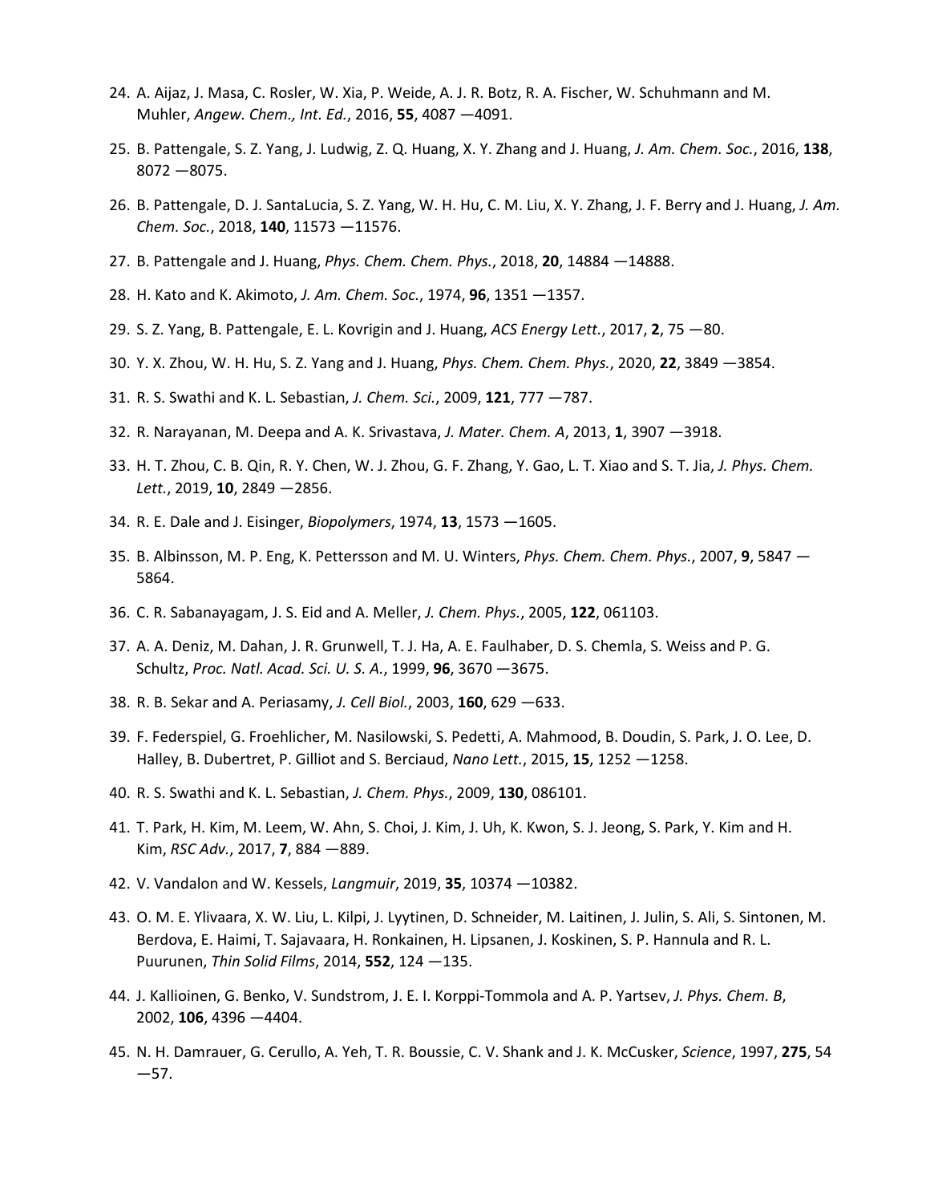24. A. Aijaz, J. Masa, C. Rosler, W. Xia, P. Weide, A. J. R. Botz, R. A. Fischer, W. Schuhmann and M. Muhler, *Angew. Chem., Int. Ed.*, 2016, **55**, 4087 —4091.
25. B. Pattengale, S. Z. Yang, J. Ludwig, Z. Q. Huang, X. Y. Zhang and J. Huang, *J. Am. Chem. Soc.*, 2016, **138**, 8072 —8075.
26. B. Pattengale, D. J. SantaLucia, S. Z. Yang, W. H. Hu, C. M. Liu, X. Y. Zhang, J. F. Berry and J. Huang, *J. Am. Chem. Soc.*, 2018, **140**, 11573 —11576.
27. B. Pattengale and J. Huang, *Phys. Chem. Chem. Phys.*, 2018, **20**, 14884 —14888.
28. H. Kato and K. Akimoto, *J. Am. Chem. Soc.*, 1974, **96**, 1351 —1357.
29. S. Z. Yang, B. Pattengale, E. L. Kovrigin and J. Huang, *ACS Energy Lett.*, 2017, **2**, 75 —80.
30. Y. X. Zhou, W. H. Hu, S. Z. Yang and J. Huang, *Phys. Chem. Chem. Phys.*, 2020, **22**, 3849 —3854.
31. R. S. Swathi and K. L. Sebastian, *J. Chem. Sci.*, 2009, **121**, 777 —787.
32. R. Narayanan, M. Deepa and A. K. Srivastava, *J. Mater. Chem. A*, 2013, **1**, 3907 —3918.
33. H. T. Zhou, C. B. Qin, R. Y. Chen, W. J. Zhou, G. F. Zhang, Y. Gao, L. T. Xiao and S. T. Jia, *J. Phys. Chem. Lett.*, 2019, **10**, 2849 —2856.
34. R. E. Dale and J. Eisinger, *Biopolymers*, 1974, **13**, 1573 —1605.
35. B. Albinsson, M. P. Eng, K. Pettersson and M. U. Winters, *Phys. Chem. Chem. Phys.*, 2007, **9**, 5847 —5864.
36. C. R. Sabanayagam, J. S. Eid and A. Meller, *J. Chem. Phys.*, 2005, **122**, 061103.
37. A. A. Deniz, M. Dahan, J. R. Grunwell, T. J. Ha, A. E. Faulhaber, D. S. Chemla, S. Weiss and P. G. Schultz, *Proc. Natl. Acad. Sci. U. S. A.*, 1999, **96**, 3670 —3675.
38. R. B. Sekar and A. Periasamy, *J. Cell Biol.*, 2003, **160**, 629 —633.
39. F. Federspiel, G. Froehlicher, M. Nasilowski, S. Pedetti, A. Mahmood, B. Doudin, S. Park, J. O. Lee, D. Halley, B. Dubertret, P. Gilliot and S. Berciaud, *Nano Lett.*, 2015, **15**, 1252 —1258.
40. R. S. Swathi and K. L. Sebastian, *J. Chem. Phys.*, 2009, **130**, 086101.
41. T. Park, H. Kim, M. Leem, W. Ahn, S. Choi, J. Kim, J. Uh, K. Kwon, S. J. Jeong, S. Park, Y. Kim and H. Kim, *RSC Adv.*, 2017, **7**, 884 —889.
42. V. Vandalon and W. Kessels, *Langmuir*, 2019, **35**, 10374 —10382.
43. O. M. E. Ylivaara, X. W. Liu, L. Kilpi, J. Lyytinen, D. Schneider, M. Laitinen, J. Julin, S. Ali, S. Sintonen, M. Berdova, E. Haimi, T. Sajavaara, H. Ronkainen, H. Lipsanen, J. Koskinen, S. P. Hannula and R. L. Puurunen, *Thin Solid Films*, 2014, **552**, 124 —135.
44. J. Kallioinen, G. Benko, V. Sundstrom, J. E. I. Korppi-Tommola and A. P. Yartsev, *J. Phys. Chem. B*, 2002, **106**, 4396 —4404.
45. N. H. Damrauer, G. Cerullo, A. Yeh, T. R. Boussie, C. V. Shank and J. K. McCusker, *Science*, 1997, **275**, 54 —57.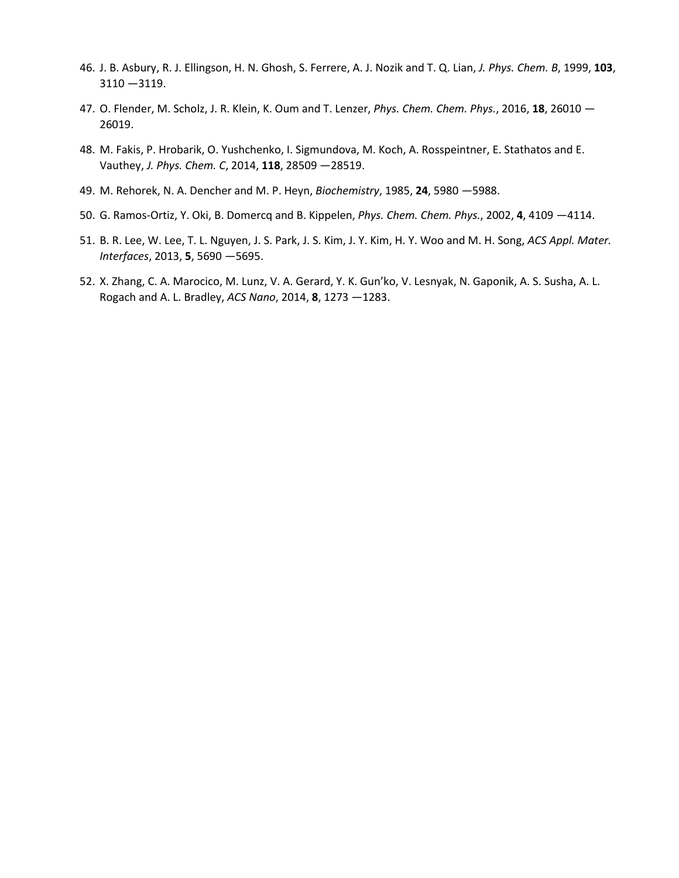46. J. B. Asbury, R. J. Ellingson, H. N. Ghosh, S. Ferrere, A. J. Nozik and T. Q. Lian, *J. Phys. Chem. B*, 1999, **103**, 3110 —3119.
47. O. Flender, M. Scholz, J. R. Klein, K. Oum and T. Lenzer, *Phys. Chem. Chem. Phys.*, 2016, **18**, 26010 — 26019.
48. M. Fakis, P. Hrobarik, O. Yushchenko, I. Sigmundova, M. Koch, A. Rosspeintner, E. Stathatos and E. Vauthey, *J. Phys. Chem. C*, 2014, **118**, 28509 —28519.
49. M. Rehorek, N. A. Dencher and M. P. Heyn, *Biochemistry*, 1985, **24**, 5980 —5988.
50. G. Ramos-Ortiz, Y. Oki, B. Domercq and B. Kippelen, *Phys. Chem. Chem. Phys.*, 2002, **4**, 4109 —4114.
51. B. R. Lee, W. Lee, T. L. Nguyen, J. S. Park, J. S. Kim, J. Y. Kim, H. Y. Woo and M. H. Song, *ACS Appl. Mater. Interfaces*, 2013, **5**, 5690 —5695.
52. X. Zhang, C. A. Marocico, M. Lunz, V. A. Gerard, Y. K. Gun'ko, V. Lesnyak, N. Gaponik, A. S. Susha, A. L. Rogach and A. L. Bradley, *ACS Nano*, 2014, **8**, 1273 —1283.